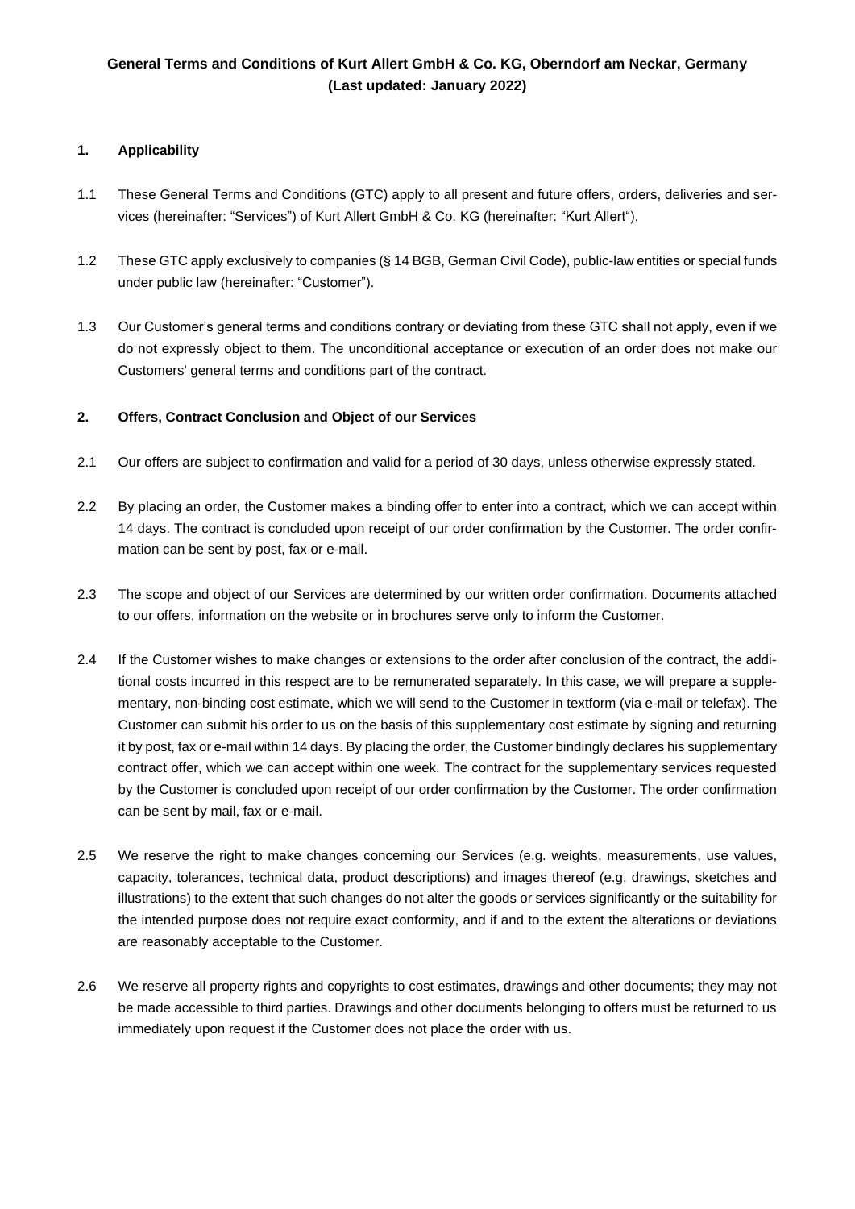# General Terms and Conditions of Kurt Allert GmbH & Co. KG, Oberndorf am Neckar, Germany (Last updated: January 2022)

## 1. Applicability

1.1 These General Terms and Conditions (GTC) apply to all present and future offers, orders, deliveries and services (hereinafter: "Services") of Kurt Allert GmbH & Co. KG (hereinafter: "Kurt Allert").

1.2 These GTC apply exclusively to companies (§ 14 BGB, German Civil Code), public-law entities or special funds under public law (hereinafter: "Customer").

1.3 Our Customer's general terms and conditions contrary or deviating from these GTC shall not apply, even if we do not expressly object to them. The unconditional acceptance or execution of an order does not make our Customers' general terms and conditions part of the contract.

## 2. Offers, Contract Conclusion and Object of our Services

2.1 Our offers are subject to confirmation and valid for a period of 30 days, unless otherwise expressly stated.

2.2 By placing an order, the Customer makes a binding offer to enter into a contract, which we can accept within 14 days. The contract is concluded upon receipt of our order confirmation by the Customer. The order confirmation can be sent by post, fax or e-mail.

2.3 The scope and object of our Services are determined by our written order confirmation. Documents attached to our offers, information on the website or in brochures serve only to inform the Customer.

2.4 If the Customer wishes to make changes or extensions to the order after conclusion of the contract, the additional costs incurred in this respect are to be remunerated separately. In this case, we will prepare a supplementary, non-binding cost estimate, which we will send to the Customer in textform (via e-mail or telefax). The Customer can submit his order to us on the basis of this supplementary cost estimate by signing and returning it by post, fax or e-mail within 14 days. By placing the order, the Customer bindingly declares his supplementary contract offer, which we can accept within one week. The contract for the supplementary services requested by the Customer is concluded upon receipt of our order confirmation by the Customer. The order confirmation can be sent by mail, fax or e-mail.

2.5 We reserve the right to make changes concerning our Services (e.g. weights, measurements, use values, capacity, tolerances, technical data, product descriptions) and images thereof (e.g. drawings, sketches and illustrations) to the extent that such changes do not alter the goods or services significantly or the suitability for the intended purpose does not require exact conformity, and if and to the extent the alterations or deviations are reasonably acceptable to the Customer.

2.6 We reserve all property rights and copyrights to cost estimates, drawings and other documents; they may not be made accessible to third parties. Drawings and other documents belonging to offers must be returned to us immediately upon request if the Customer does not place the order with us.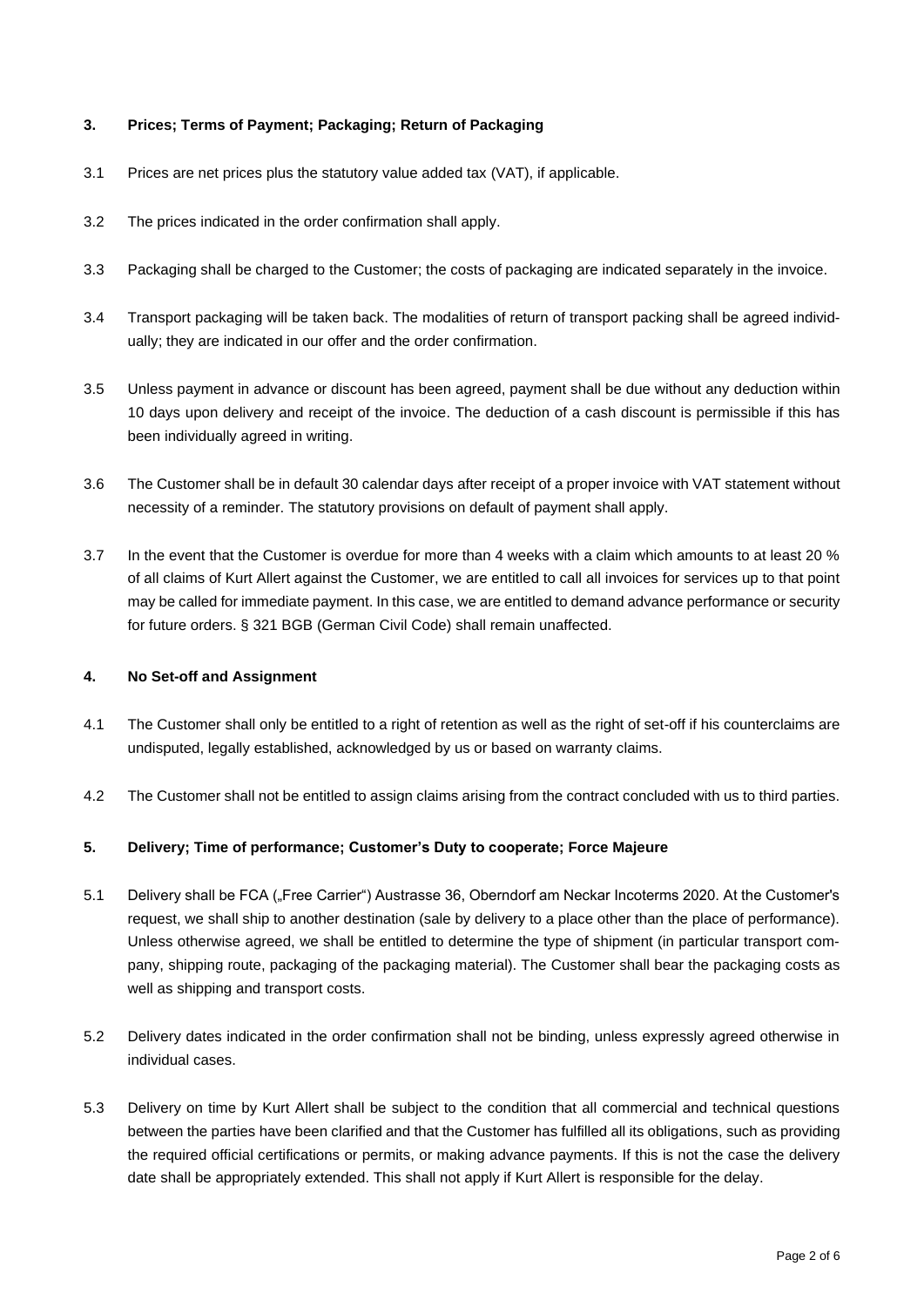## 3. Prices; Terms of Payment; Packaging; Return of Packaging

3.1 Prices are net prices plus the statutory value added tax (VAT), if applicable.

3.2 The prices indicated in the order confirmation shall apply.

3.3 Packaging shall be charged to the Customer; the costs of packaging are indicated separately in the invoice.

3.4 Transport packaging will be taken back. The modalities of return of transport packing shall be agreed individually; they are indicated in our offer and the order confirmation.

3.5 Unless payment in advance or discount has been agreed, payment shall be due without any deduction within 10 days upon delivery and receipt of the invoice. The deduction of a cash discount is permissible if this has been individually agreed in writing.

3.6 The Customer shall be in default 30 calendar days after receipt of a proper invoice with VAT statement without necessity of a reminder. The statutory provisions on default of payment shall apply.

3.7 In the event that the Customer is overdue for more than 4 weeks with a claim which amounts to at least 20 % of all claims of Kurt Allert against the Customer, we are entitled to call all invoices for services up to that point may be called for immediate payment. In this case, we are entitled to demand advance performance or security for future orders. § 321 BGB (German Civil Code) shall remain unaffected.

## 4. No Set-off and Assignment

4.1 The Customer shall only be entitled to a right of retention as well as the right of set-off if his counterclaims are undisputed, legally established, acknowledged by us or based on warranty claims.

4.2 The Customer shall not be entitled to assign claims arising from the contract concluded with us to third parties.

## 5. Delivery; Time of performance; Customer's Duty to cooperate; Force Majeure

5.1 Delivery shall be FCA („Free Carrier") Austrasse 36, Oberndorf am Neckar Incoterms 2020. At the Customer's request, we shall ship to another destination (sale by delivery to a place other than the place of performance). Unless otherwise agreed, we shall be entitled to determine the type of shipment (in particular transport company, shipping route, packaging of the packaging material). The Customer shall bear the packaging costs as well as shipping and transport costs.

5.2 Delivery dates indicated in the order confirmation shall not be binding, unless expressly agreed otherwise in individual cases.

5.3 Delivery on time by Kurt Allert shall be subject to the condition that all commercial and technical questions between the parties have been clarified and that the Customer has fulfilled all its obligations, such as providing the required official certifications or permits, or making advance payments. If this is not the case the delivery date shall be appropriately extended. This shall not apply if Kurt Allert is responsible for the delay.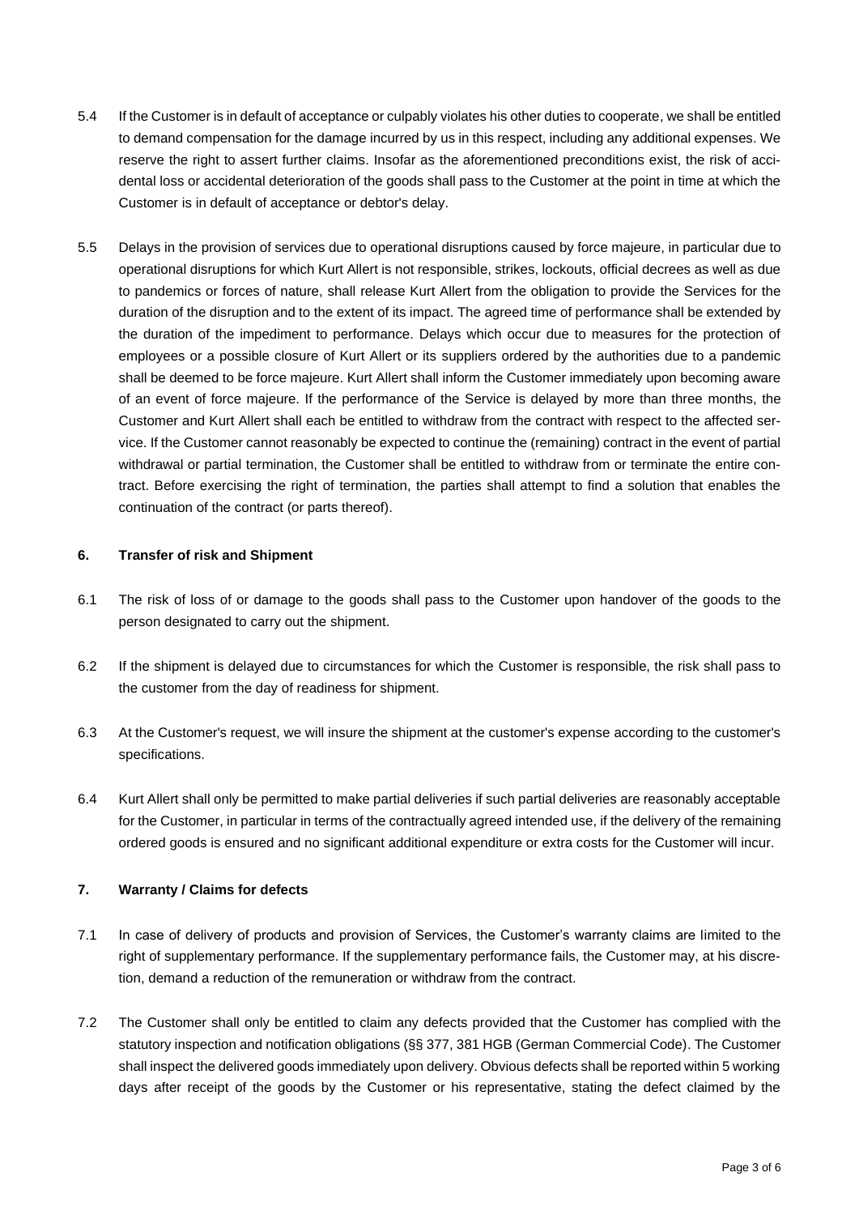5.4 If the Customer is in default of acceptance or culpably violates his other duties to cooperate, we shall be entitled to demand compensation for the damage incurred by us in this respect, including any additional expenses. We reserve the right to assert further claims. Insofar as the aforementioned preconditions exist, the risk of accidental loss or accidental deterioration of the goods shall pass to the Customer at the point in time at which the Customer is in default of acceptance or debtor's delay.

5.5 Delays in the provision of services due to operational disruptions caused by force majeure, in particular due to operational disruptions for which Kurt Allert is not responsible, strikes, lockouts, official decrees as well as due to pandemics or forces of nature, shall release Kurt Allert from the obligation to provide the Services for the duration of the disruption and to the extent of its impact. The agreed time of performance shall be extended by the duration of the impediment to performance. Delays which occur due to measures for the protection of employees or a possible closure of Kurt Allert or its suppliers ordered by the authorities due to a pandemic shall be deemed to be force majeure. Kurt Allert shall inform the Customer immediately upon becoming aware of an event of force majeure. If the performance of the Service is delayed by more than three months, the Customer and Kurt Allert shall each be entitled to withdraw from the contract with respect to the affected service. If the Customer cannot reasonably be expected to continue the (remaining) contract in the event of partial withdrawal or partial termination, the Customer shall be entitled to withdraw from or terminate the entire contract. Before exercising the right of termination, the parties shall attempt to find a solution that enables the continuation of the contract (or parts thereof).

## 6. Transfer of risk and Shipment

6.1 The risk of loss of or damage to the goods shall pass to the Customer upon handover of the goods to the person designated to carry out the shipment.

6.2 If the shipment is delayed due to circumstances for which the Customer is responsible, the risk shall pass to the customer from the day of readiness for shipment.

6.3 At the Customer's request, we will insure the shipment at the customer's expense according to the customer's specifications.

6.4 Kurt Allert shall only be permitted to make partial deliveries if such partial deliveries are reasonably acceptable for the Customer, in particular in terms of the contractually agreed intended use, if the delivery of the remaining ordered goods is ensured and no significant additional expenditure or extra costs for the Customer will incur.

## 7. Warranty / Claims for defects

7.1 In case of delivery of products and provision of Services, the Customer's warranty claims are limited to the right of supplementary performance. If the supplementary performance fails, the Customer may, at his discretion, demand a reduction of the remuneration or withdraw from the contract.

7.2 The Customer shall only be entitled to claim any defects provided that the Customer has complied with the statutory inspection and notification obligations (§§ 377, 381 HGB (German Commercial Code). The Customer shall inspect the delivered goods immediately upon delivery. Obvious defects shall be reported within 5 working days after receipt of the goods by the Customer or his representative, stating the defect claimed by the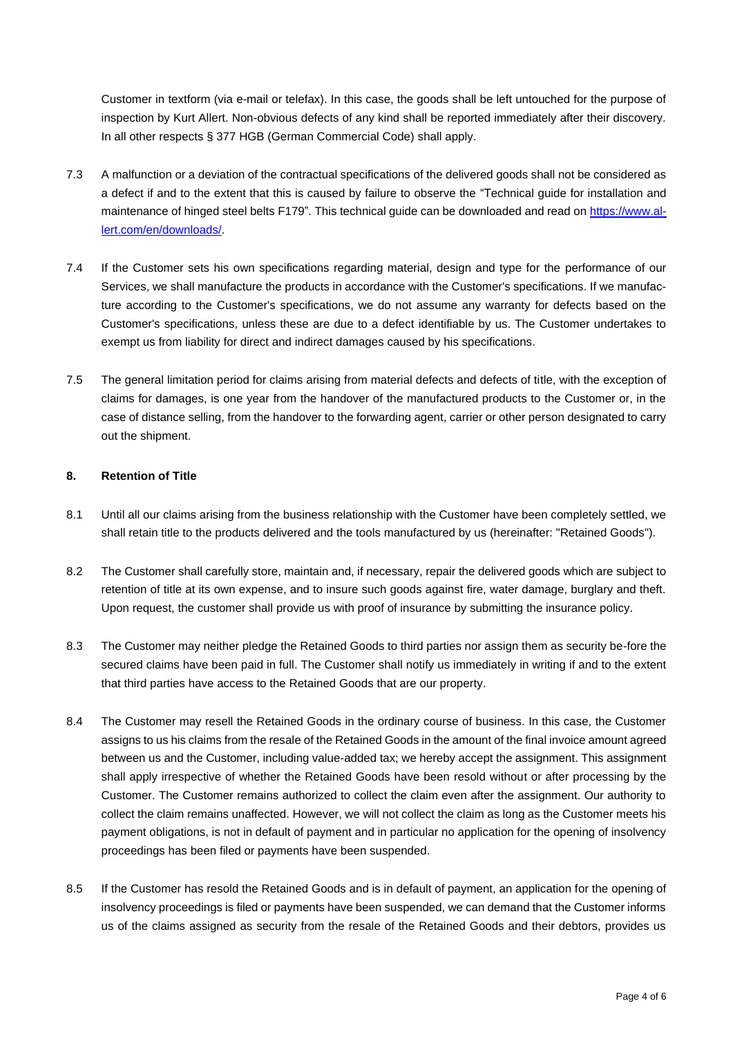Customer in textform (via e-mail or telefax). In this case, the goods shall be left untouched for the purpose of inspection by Kurt Allert. Non-obvious defects of any kind shall be reported immediately after their discovery. In all other respects § 377 HGB (German Commercial Code) shall apply.

7.3 A malfunction or a deviation of the contractual specifications of the delivered goods shall not be considered as a defect if and to the extent that this is caused by failure to observe the "Technical guide for installation and maintenance of hinged steel belts F179". This technical guide can be downloaded and read on [https://www.al-lert.com/en/downloads/](https://www.al-lert.com/en/downloads/).

7.4 If the Customer sets his own specifications regarding material, design and type for the performance of our Services, we shall manufacture the products in accordance with the Customer's specifications. If we manufacture according to the Customer's specifications, we do not assume any warranty for defects based on the Customer's specifications, unless these are due to a defect identifiable by us. The Customer undertakes to exempt us from liability for direct and indirect damages caused by his specifications.

7.5 The general limitation period for claims arising from material defects and defects of title, with the exception of claims for damages, is one year from the handover of the manufactured products to the Customer or, in the case of distance selling, from the handover to the forwarding agent, carrier or other person designated to carry out the shipment.

## 8. Retention of Title

8.1 Until all our claims arising from the business relationship with the Customer have been completely settled, we shall retain title to the products delivered and the tools manufactured by us (hereinafter: "Retained Goods").

8.2 The Customer shall carefully store, maintain and, if necessary, repair the delivered goods which are subject to retention of title at its own expense, and to insure such goods against fire, water damage, burglary and theft. Upon request, the customer shall provide us with proof of insurance by submitting the insurance policy.

8.3 The Customer may neither pledge the Retained Goods to third parties nor assign them as security be-fore the secured claims have been paid in full. The Customer shall notify us immediately in writing if and to the extent that third parties have access to the Retained Goods that are our property.

8.4 The Customer may resell the Retained Goods in the ordinary course of business. In this case, the Customer assigns to us his claims from the resale of the Retained Goods in the amount of the final invoice amount agreed between us and the Customer, including value-added tax; we hereby accept the assignment. This assignment shall apply irrespective of whether the Retained Goods have been resold without or after processing by the Customer. The Customer remains authorized to collect the claim even after the assignment. Our authority to collect the claim remains unaffected. However, we will not collect the claim as long as the Customer meets his payment obligations, is not in default of payment and in particular no application for the opening of insolvency proceedings has been filed or payments have been suspended.

8.5 If the Customer has resold the Retained Goods and is in default of payment, an application for the opening of insolvency proceedings is filed or payments have been suspended, we can demand that the Customer informs us of the claims assigned as security from the resale of the Retained Goods and their debtors, provides us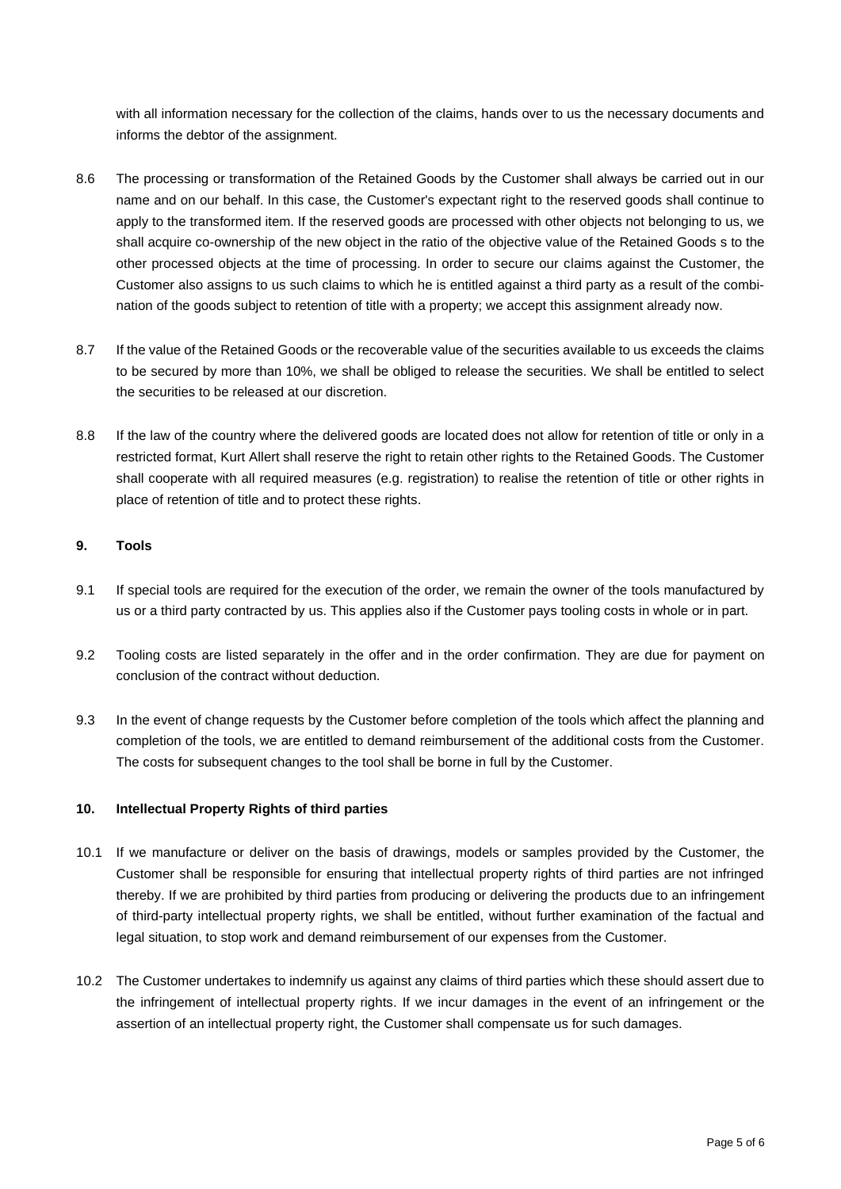with all information necessary for the collection of the claims, hands over to us the necessary documents and informs the debtor of the assignment.

8.6 The processing or transformation of the Retained Goods by the Customer shall always be carried out in our name and on our behalf. In this case, the Customer's expectant right to the reserved goods shall continue to apply to the transformed item. If the reserved goods are processed with other objects not belonging to us, we shall acquire co-ownership of the new object in the ratio of the objective value of the Retained Goods s to the other processed objects at the time of processing. In order to secure our claims against the Customer, the Customer also assigns to us such claims to which he is entitled against a third party as a result of the combination of the goods subject to retention of title with a property; we accept this assignment already now.

8.7 If the value of the Retained Goods or the recoverable value of the securities available to us exceeds the claims to be secured by more than 10%, we shall be obliged to release the securities. We shall be entitled to select the securities to be released at our discretion.

8.8 If the law of the country where the delivered goods are located does not allow for retention of title or only in a restricted format, Kurt Allert shall reserve the right to retain other rights to the Retained Goods. The Customer shall cooperate with all required measures (e.g. registration) to realise the retention of title or other rights in place of retention of title and to protect these rights.

## 9. Tools

9.1 If special tools are required for the execution of the order, we remain the owner of the tools manufactured by us or a third party contracted by us. This applies also if the Customer pays tooling costs in whole or in part.

9.2 Tooling costs are listed separately in the offer and in the order confirmation. They are due for payment on conclusion of the contract without deduction.

9.3 In the event of change requests by the Customer before completion of the tools which affect the planning and completion of the tools, we are entitled to demand reimbursement of the additional costs from the Customer. The costs for subsequent changes to the tool shall be borne in full by the Customer.

## 10. Intellectual Property Rights of third parties

10.1 If we manufacture or deliver on the basis of drawings, models or samples provided by the Customer, the Customer shall be responsible for ensuring that intellectual property rights of third parties are not infringed thereby. If we are prohibited by third parties from producing or delivering the products due to an infringement of third-party intellectual property rights, we shall be entitled, without further examination of the factual and legal situation, to stop work and demand reimbursement of our expenses from the Customer.

10.2 The Customer undertakes to indemnify us against any claims of third parties which these should assert due to the infringement of intellectual property rights. If we incur damages in the event of an infringement or the assertion of an intellectual property right, the Customer shall compensate us for such damages.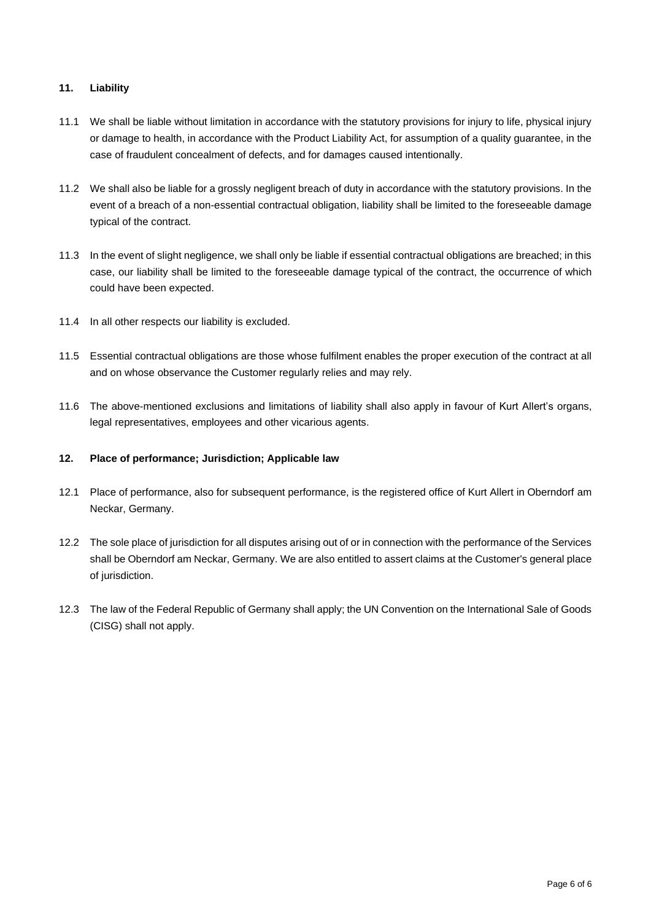## 11. Liability

11.1 We shall be liable without limitation in accordance with the statutory provisions for injury to life, physical injury or damage to health, in accordance with the Product Liability Act, for assumption of a quality guarantee, in the case of fraudulent concealment of defects, and for damages caused intentionally.

11.2 We shall also be liable for a grossly negligent breach of duty in accordance with the statutory provisions. In the event of a breach of a non-essential contractual obligation, liability shall be limited to the foreseeable damage typical of the contract.

11.3 In the event of slight negligence, we shall only be liable if essential contractual obligations are breached; in this case, our liability shall be limited to the foreseeable damage typical of the contract, the occurrence of which could have been expected.

11.4 In all other respects our liability is excluded.

11.5 Essential contractual obligations are those whose fulfilment enables the proper execution of the contract at all and on whose observance the Customer regularly relies and may rely.

11.6 The above-mentioned exclusions and limitations of liability shall also apply in favour of Kurt Allert's organs, legal representatives, employees and other vicarious agents.

## 12. Place of performance; Jurisdiction; Applicable law

12.1 Place of performance, also for subsequent performance, is the registered office of Kurt Allert in Oberndorf am Neckar, Germany.

12.2 The sole place of jurisdiction for all disputes arising out of or in connection with the performance of the Services shall be Oberndorf am Neckar, Germany. We are also entitled to assert claims at the Customer's general place of jurisdiction.

12.3 The law of the Federal Republic of Germany shall apply; the UN Convention on the International Sale of Goods (CISG) shall not apply.